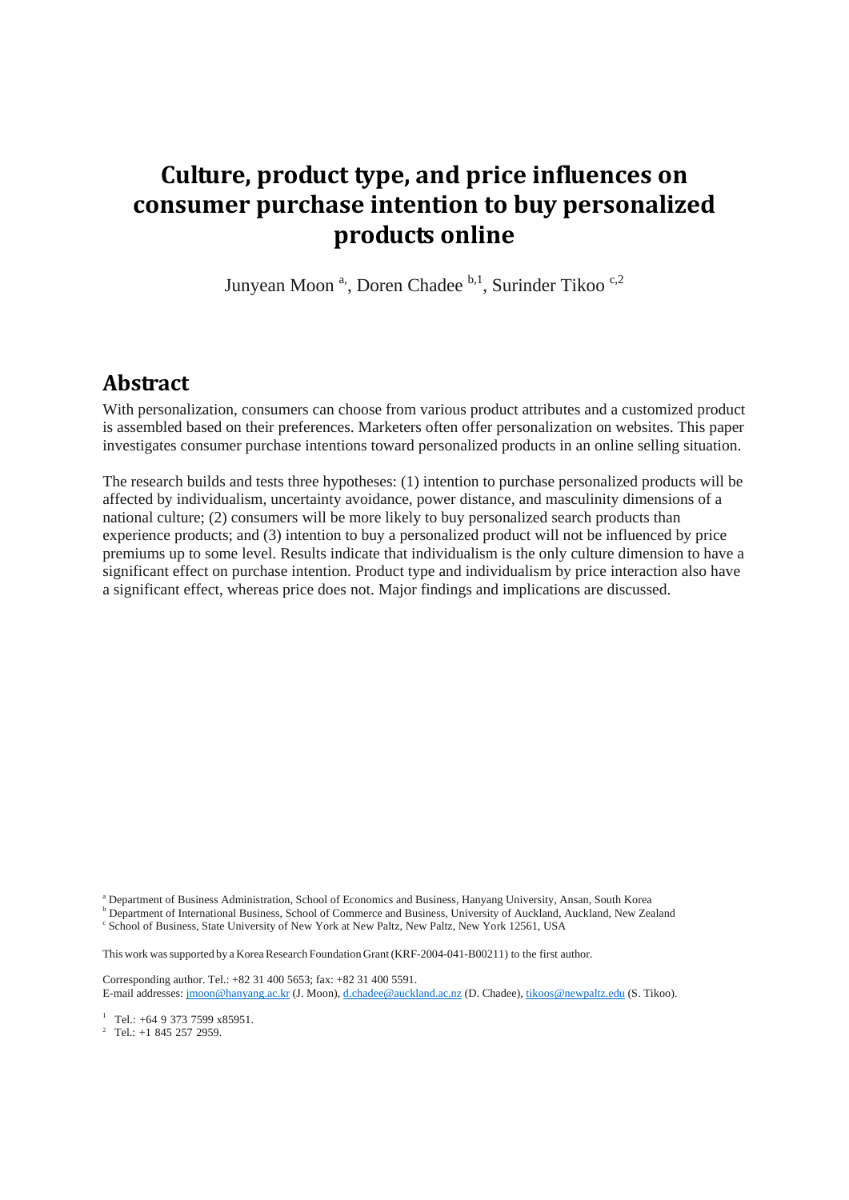# Culture, product type, and price influences on consumer purchase intention to buy personalized products online

Junyean Moon [a], Doren Chadee [b,1], Surinder Tikoo [c,2]

## Abstract

With personalization, consumers can choose from various product attributes and a customized product is assembled based on their preferences. Marketers often offer personalization on websites. This paper investigates consumer purchase intentions toward personalized products in an online selling situation.

The research builds and tests three hypotheses: (1) intention to purchase personalized products will be affected by individualism, uncertainty avoidance, power distance, and masculinity dimensions of a national culture; (2) consumers will be more likely to buy personalized search products than experience products; and (3) intention to buy a personalized product will not be influenced by price premiums up to some level. Results indicate that individualism is the only culture dimension to have a significant effect on purchase intention. Product type and individualism by price interaction also have a significant effect, whereas price does not. Major findings and implications are discussed.

[a] Department of Business Administration, School of Economics and Business, Hanyang University, Ansan, South Korea
[b] Department of International Business, School of Commerce and Business, University of Auckland, Auckland, New Zealand
[c] School of Business, State University of New York at New Paltz, New Paltz, New York 12561, USA

This work was supported by a Korea Research Foundation Grant (KRF-2004-041-B00211) to the first author.

Corresponding author. Tel.: +82 31 400 5653; fax: +82 31 400 5591.
E-mail addresses: jmoon@hanyang.ac.kr (J. Moon), d.chadee@auckland.ac.nz (D. Chadee), tikoos@newpaltz.edu (S. Tikoo).

[1] Tel.: +64 9 373 7599 x85951.
[2] Tel.: +1 845 257 2959.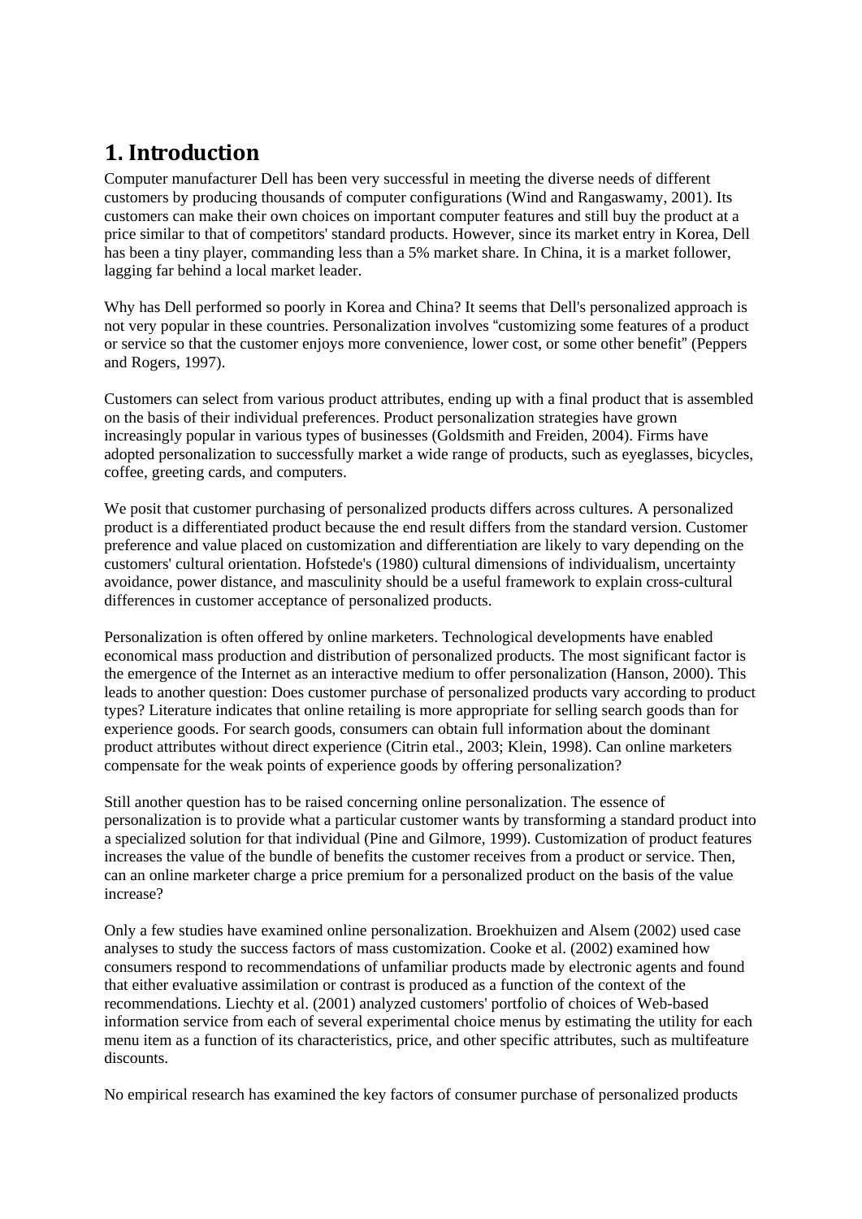## 1. Introduction

Computer manufacturer Dell has been very successful in meeting the diverse needs of different customers by producing thousands of computer configurations (Wind and Rangaswamy, 2001). Its customers can make their own choices on important computer features and still buy the product at a price similar to that of competitors' standard products. However, since its market entry in Korea, Dell has been a tiny player, commanding less than a 5% market share. In China, it is a market follower, lagging far behind a local market leader.

Why has Dell performed so poorly in Korea and China? It seems that Dell's personalized approach is not very popular in these countries. Personalization involves "customizing some features of a product or service so that the customer enjoys more convenience, lower cost, or some other benefit" (Peppers and Rogers, 1997).

Customers can select from various product attributes, ending up with a final product that is assembled on the basis of their individual preferences. Product personalization strategies have grown increasingly popular in various types of businesses (Goldsmith and Freiden, 2004). Firms have adopted personalization to successfully market a wide range of products, such as eyeglasses, bicycles, coffee, greeting cards, and computers.

We posit that customer purchasing of personalized products differs across cultures. A personalized product is a differentiated product because the end result differs from the standard version. Customer preference and value placed on customization and differentiation are likely to vary depending on the customers' cultural orientation. Hofstede's (1980) cultural dimensions of individualism, uncertainty avoidance, power distance, and masculinity should be a useful framework to explain cross-cultural differences in customer acceptance of personalized products.

Personalization is often offered by online marketers. Technological developments have enabled economical mass production and distribution of personalized products. The most significant factor is the emergence of the Internet as an interactive medium to offer personalization (Hanson, 2000). This leads to another question: Does customer purchase of personalized products vary according to product types? Literature indicates that online retailing is more appropriate for selling search goods than for experience goods. For search goods, consumers can obtain full information about the dominant product attributes without direct experience (Citrin etal., 2003; Klein, 1998). Can online marketers compensate for the weak points of experience goods by offering personalization?

Still another question has to be raised concerning online personalization. The essence of personalization is to provide what a particular customer wants by transforming a standard product into a specialized solution for that individual (Pine and Gilmore, 1999). Customization of product features increases the value of the bundle of benefits the customer receives from a product or service. Then, can an online marketer charge a price premium for a personalized product on the basis of the value increase?

Only a few studies have examined online personalization. Broekhuizen and Alsem (2002) used case analyses to study the success factors of mass customization. Cooke et al. (2002) examined how consumers respond to recommendations of unfamiliar products made by electronic agents and found that either evaluative assimilation or contrast is produced as a function of the context of the recommendations. Liechty et al. (2001) analyzed customers' portfolio of choices of Web-based information service from each of several experimental choice menus by estimating the utility for each menu item as a function of its characteristics, price, and other specific attributes, such as multifeature discounts.

No empirical research has examined the key factors of consumer purchase of personalized products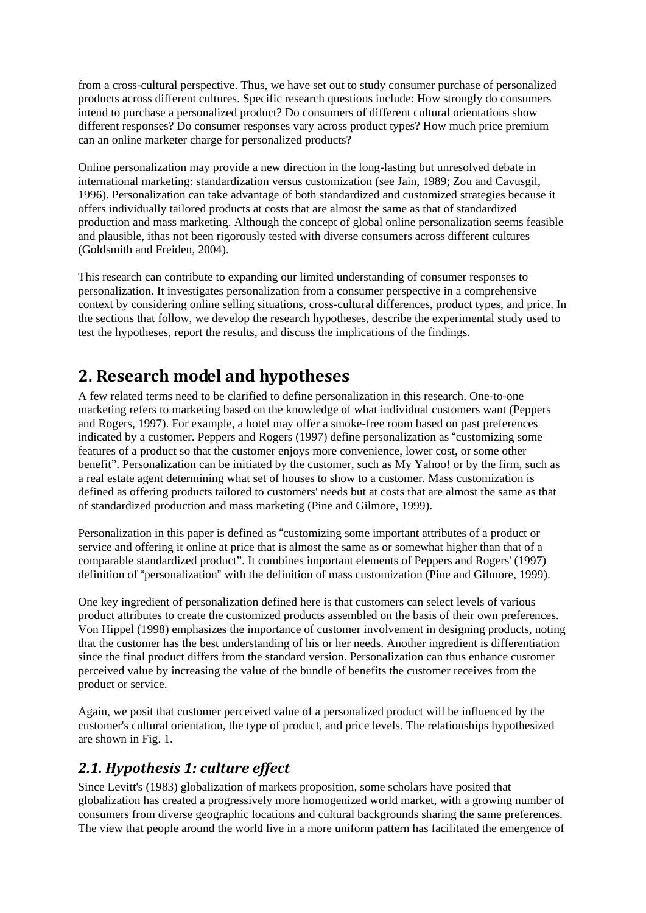from a cross-cultural perspective. Thus, we have set out to study consumer purchase of personalized products across different cultures. Specific research questions include: How strongly do consumers intend to purchase a personalized product? Do consumers of different cultural orientations show different responses? Do consumer responses vary across product types? How much price premium can an online marketer charge for personalized products?

Online personalization may provide a new direction in the long-lasting but unresolved debate in international marketing: standardization versus customization (see Jain, 1989; Zou and Cavusgil, 1996). Personalization can take advantage of both standardized and customized strategies because it offers individually tailored products at costs that are almost the same as that of standardized production and mass marketing. Although the concept of global online personalization seems feasible and plausible, ithas not been rigorously tested with diverse consumers across different cultures (Goldsmith and Freiden, 2004).

This research can contribute to expanding our limited understanding of consumer responses to personalization. It investigates personalization from a consumer perspective in a comprehensive context by considering online selling situations, cross-cultural differences, product types, and price. In the sections that follow, we develop the research hypotheses, describe the experimental study used to test the hypotheses, report the results, and discuss the implications of the findings.

## 2. Research model and hypotheses

A few related terms need to be clarified to define personalization in this research. One-to-one marketing refers to marketing based on the knowledge of what individual customers want (Peppers and Rogers, 1997). For example, a hotel may offer a smoke-free room based on past preferences indicated by a customer. Peppers and Rogers (1997) define personalization as “customizing some features of a product so that the customer enjoys more convenience, lower cost, or some other benefit”. Personalization can be initiated by the customer, such as My Yahoo! or by the firm, such as a real estate agent determining what set of houses to show to a customer. Mass customization is defined as offering products tailored to customers' needs but at costs that are almost the same as that of standardized production and mass marketing (Pine and Gilmore, 1999).

Personalization in this paper is defined as “customizing some important attributes of a product or service and offering it online at price that is almost the same as or somewhat higher than that of a comparable standardized product”. It combines important elements of Peppers and Rogers' (1997) definition of “personalization" with the definition of mass customization (Pine and Gilmore, 1999).

One key ingredient of personalization defined here is that customers can select levels of various product attributes to create the customized products assembled on the basis of their own preferences. Von Hippel (1998) emphasizes the importance of customer involvement in designing products, noting that the customer has the best understanding of his or her needs. Another ingredient is differentiation since the final product differs from the standard version. Personalization can thus enhance customer perceived value by increasing the value of the bundle of benefits the customer receives from the product or service.

Again, we posit that customer perceived value of a personalized product will be influenced by the customer's cultural orientation, the type of product, and price levels. The relationships hypothesized are shown in Fig. 1.

### *2.1. Hypothesis 1: culture effect*

Since Levitt's (1983) globalization of markets proposition, some scholars have posited that globalization has created a progressively more homogenized world market, with a growing number of consumers from diverse geographic locations and cultural backgrounds sharing the same preferences. The view that people around the world live in a more uniform pattern has facilitated the emergence of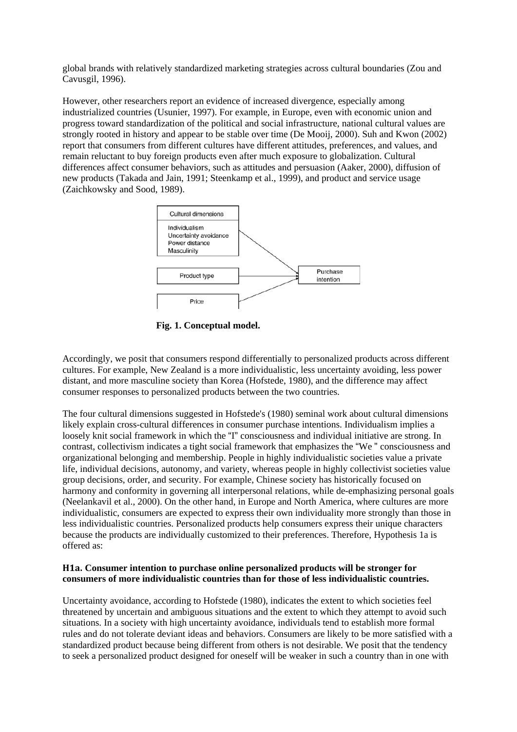global brands with relatively standardized marketing strategies across cultural boundaries (Zou and Cavusgil, 1996).

However, other researchers report an evidence of increased divergence, especially among industrialized countries (Usunier, 1997). For example, in Europe, even with economic union and progress toward standardization of the political and social infrastructure, national cultural values are strongly rooted in history and appear to be stable over time (De Mooij, 2000). Suh and Kwon (2002) report that consumers from different cultures have different attitudes, preferences, and values, and remain reluctant to buy foreign products even after much exposure to globalization. Cultural differences affect consumer behaviors, such as attitudes and persuasion (Aaker, 2000), diffusion of new products (Takada and Jain, 1991; Steenkamp et al., 1999), and product and service usage (Zaichkowsky and Sood, 1989).

**Fig. 1. Conceptual model.**

Accordingly, we posit that consumers respond differentially to personalized products across different cultures. For example, New Zealand is a more individualistic, less uncertainty avoiding, less power distant, and more masculine society than Korea (Hofstede, 1980), and the difference may affect consumer responses to personalized products between the two countries.

The four cultural dimensions suggested in Hofstede's (1980) seminal work about cultural dimensions likely explain cross-cultural differences in consumer purchase intentions. Individualism implies a loosely knit social framework in which the "I" consciousness and individual initiative are strong. In contrast, collectivism indicates a tight social framework that emphasizes the "We " consciousness and organizational belonging and membership. People in highly individualistic societies value a private life, individual decisions, autonomy, and variety, whereas people in highly collectivist societies value group decisions, order, and security. For example, Chinese society has historically focused on harmony and conformity in governing all interpersonal relations, while de-emphasizing personal goals (Neelankavil et al., 2000). On the other hand, in Europe and North America, where cultures are more individualistic, consumers are expected to express their own individuality more strongly than those in less individualistic countries. Personalized products help consumers express their unique characters because the products are individually customized to their preferences. Therefore, Hypothesis 1a is offered as:

**H1a. Consumer intention to purchase online personalized products will be stronger for consumers of more individualistic countries than for those of less individualistic countries.**

Uncertainty avoidance, according to Hofstede (1980), indicates the extent to which societies feel threatened by uncertain and ambiguous situations and the extent to which they attempt to avoid such situations. In a society with high uncertainty avoidance, individuals tend to establish more formal rules and do not tolerate deviant ideas and behaviors. Consumers are likely to be more satisfied with a standardized product because being different from others is not desirable. We posit that the tendency to seek a personalized product designed for oneself will be weaker in such a country than in one with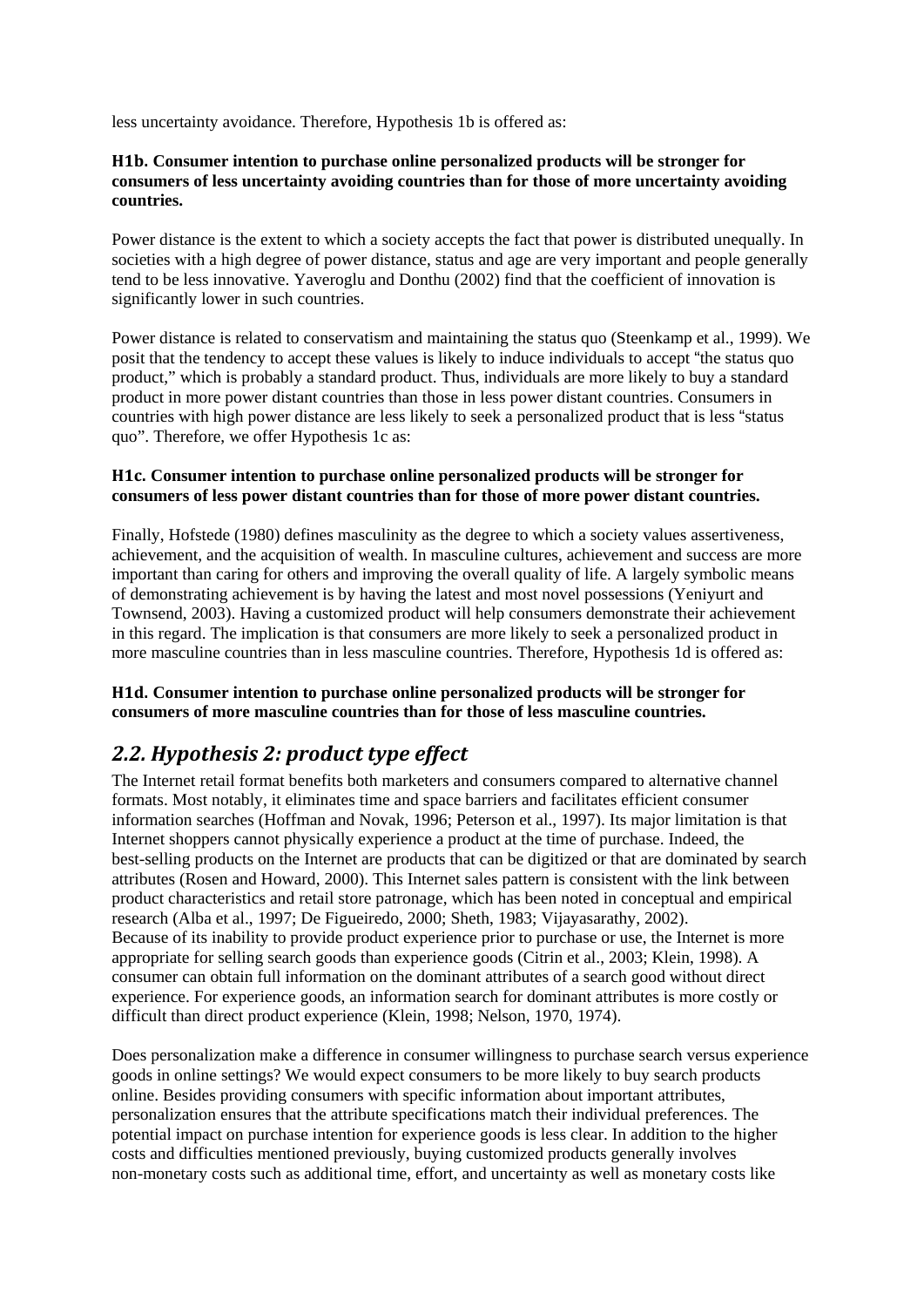less uncertainty avoidance. Therefore, Hypothesis 1b is offered as:

**H1b. Consumer intention to purchase online personalized products will be stronger for consumers of less uncertainty avoiding countries than for those of more uncertainty avoiding countries.**

Power distance is the extent to which a society accepts the fact that power is distributed unequally. In societies with a high degree of power distance, status and age are very important and people generally tend to be less innovative. Yaveroglu and Donthu (2002) find that the coefficient of innovation is significantly lower in such countries.

Power distance is related to conservatism and maintaining the status quo (Steenkamp et al., 1999). We posit that the tendency to accept these values is likely to induce individuals to accept "the status quo product," which is probably a standard product. Thus, individuals are more likely to buy a standard product in more power distant countries than those in less power distant countries. Consumers in countries with high power distance are less likely to seek a personalized product that is less "status quo". Therefore, we offer Hypothesis 1c as:

**H1c. Consumer intention to purchase online personalized products will be stronger for consumers of less power distant countries than for those of more power distant countries.**

Finally, Hofstede (1980) defines masculinity as the degree to which a society values assertiveness, achievement, and the acquisition of wealth. In masculine cultures, achievement and success are more important than caring for others and improving the overall quality of life. A largely symbolic means of demonstrating achievement is by having the latest and most novel possessions (Yeniyurt and Townsend, 2003). Having a customized product will help consumers demonstrate their achievement in this regard. The implication is that consumers are more likely to seek a personalized product in more masculine countries than in less masculine countries. Therefore, Hypothesis 1d is offered as:

**H1d. Consumer intention to purchase online personalized products will be stronger for consumers of more masculine countries than for those of less masculine countries.**

## *2.2. Hypothesis 2: product type effect*

The Internet retail format benefits both marketers and consumers compared to alternative channel formats. Most notably, it eliminates time and space barriers and facilitates efficient consumer information searches (Hoffman and Novak, 1996; Peterson et al., 1997). Its major limitation is that Internet shoppers cannot physically experience a product at the time of purchase. Indeed, the best-selling products on the Internet are products that can be digitized or that are dominated by search attributes (Rosen and Howard, 2000). This Internet sales pattern is consistent with the link between product characteristics and retail store patronage, which has been noted in conceptual and empirical research (Alba et al., 1997; De Figueiredo, 2000; Sheth, 1983; Vijayasarathy, 2002).
Because of its inability to provide product experience prior to purchase or use, the Internet is more appropriate for selling search goods than experience goods (Citrin et al., 2003; Klein, 1998). A consumer can obtain full information on the dominant attributes of a search good without direct experience. For experience goods, an information search for dominant attributes is more costly or difficult than direct product experience (Klein, 1998; Nelson, 1970, 1974).

Does personalization make a difference in consumer willingness to purchase search versus experience goods in online settings? We would expect consumers to be more likely to buy search products online. Besides providing consumers with specific information about important attributes, personalization ensures that the attribute specifications match their individual preferences. The potential impact on purchase intention for experience goods is less clear. In addition to the higher costs and difficulties mentioned previously, buying customized products generally involves non-monetary costs such as additional time, effort, and uncertainty as well as monetary costs like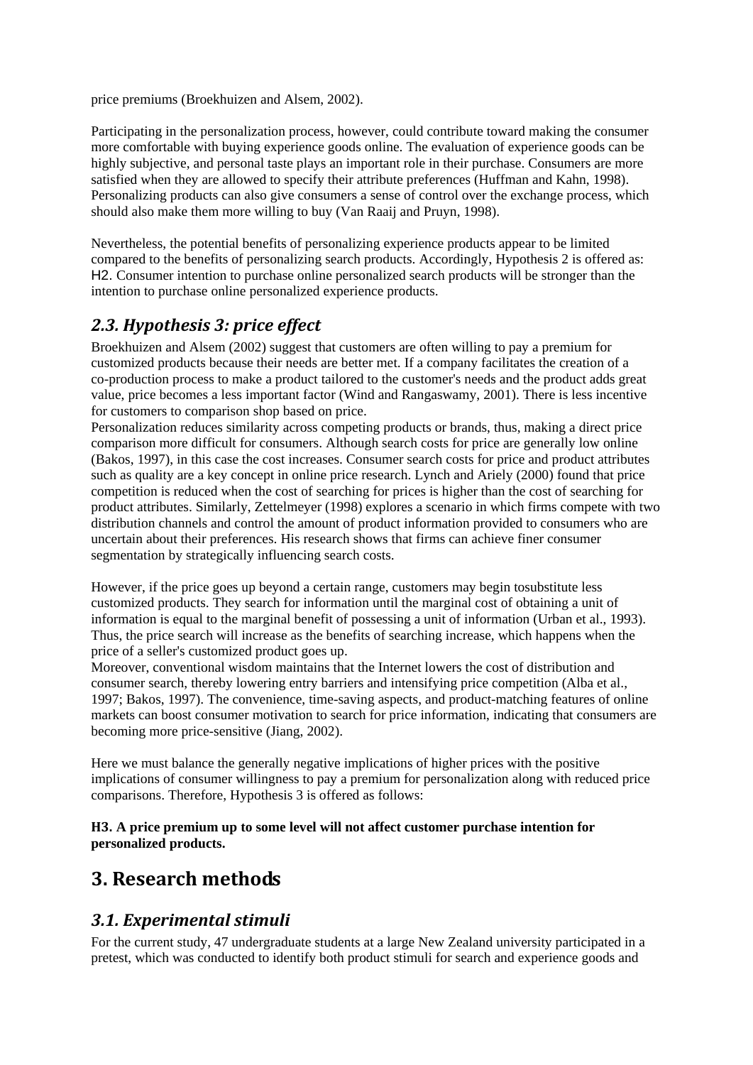price premiums (Broekhuizen and Alsem, 2002).

Participating in the personalization process, however, could contribute toward making the consumer more comfortable with buying experience goods online. The evaluation of experience goods can be highly subjective, and personal taste plays an important role in their purchase. Consumers are more satisfied when they are allowed to specify their attribute preferences (Huffman and Kahn, 1998). Personalizing products can also give consumers a sense of control over the exchange process, which should also make them more willing to buy (Van Raaij and Pruyn, 1998).

Nevertheless, the potential benefits of personalizing experience products appear to be limited compared to the benefits of personalizing search products. Accordingly, Hypothesis 2 is offered as: H2. Consumer intention to purchase online personalized search products will be stronger than the intention to purchase online personalized experience products.

## *2.3. Hypothesis 3: price effect*

Broekhuizen and Alsem (2002) suggest that customers are often willing to pay a premium for customized products because their needs are better met. If a company facilitates the creation of a co-production process to make a product tailored to the customer's needs and the product adds great value, price becomes a less important factor (Wind and Rangaswamy, 2001). There is less incentive for customers to comparison shop based on price.

Personalization reduces similarity across competing products or brands, thus, making a direct price comparison more difficult for consumers. Although search costs for price are generally low online (Bakos, 1997), in this case the cost increases. Consumer search costs for price and product attributes such as quality are a key concept in online price research. Lynch and Ariely (2000) found that price competition is reduced when the cost of searching for prices is higher than the cost of searching for product attributes. Similarly, Zettelmeyer (1998) explores a scenario in which firms compete with two distribution channels and control the amount of product information provided to consumers who are uncertain about their preferences. His research shows that firms can achieve finer consumer segmentation by strategically influencing search costs.

However, if the price goes up beyond a certain range, customers may begin tosubstitute less customized products. They search for information until the marginal cost of obtaining a unit of information is equal to the marginal benefit of possessing a unit of information (Urban et al., 1993). Thus, the price search will increase as the benefits of searching increase, which happens when the price of a seller's customized product goes up.

Moreover, conventional wisdom maintains that the Internet lowers the cost of distribution and consumer search, thereby lowering entry barriers and intensifying price competition (Alba et al., 1997; Bakos, 1997). The convenience, time-saving aspects, and product-matching features of online markets can boost consumer motivation to search for price information, indicating that consumers are becoming more price-sensitive (Jiang, 2002).

Here we must balance the generally negative implications of higher prices with the positive implications of consumer willingness to pay a premium for personalization along with reduced price comparisons. Therefore, Hypothesis 3 is offered as follows:

**H3. A price premium up to some level will not affect customer purchase intention for personalized products.**

# 3. Research methods

## *3.1. Experimental stimuli*

For the current study, 47 undergraduate students at a large New Zealand university participated in a pretest, which was conducted to identify both product stimuli for search and experience goods and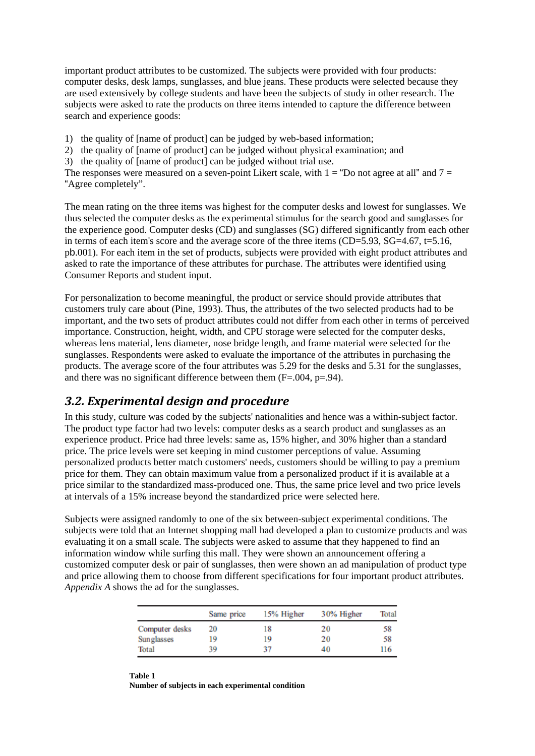important product attributes to be customized. The subjects were provided with four products: computer desks, desk lamps, sunglasses, and blue jeans. These products were selected because they are used extensively by college students and have been the subjects of study in other research. The subjects were asked to rate the products on three items intended to capture the difference between search and experience goods:

1) the quality of [name of product] can be judged by web-based information;
2) the quality of [name of product] can be judged without physical examination; and
3) the quality of [name of product] can be judged without trial use.

The responses were measured on a seven-point Likert scale, with 1 = "Do not agree at all" and 7 = "Agree completely".

The mean rating on the three items was highest for the computer desks and lowest for sunglasses. We thus selected the computer desks as the experimental stimulus for the search good and sunglasses for the experience good. Computer desks (CD) and sunglasses (SG) differed significantly from each other in terms of each item's score and the average score of the three items (CD=5.93, SG=4.67, t=5.16, pb.001). For each item in the set of products, subjects were provided with eight product attributes and asked to rate the importance of these attributes for purchase. The attributes were identified using Consumer Reports and student input.

For personalization to become meaningful, the product or service should provide attributes that customers truly care about (Pine, 1993). Thus, the attributes of the two selected products had to be important, and the two sets of product attributes could not differ from each other in terms of perceived importance. Construction, height, width, and CPU storage were selected for the computer desks, whereas lens material, lens diameter, nose bridge length, and frame material were selected for the sunglasses. Respondents were asked to evaluate the importance of the attributes in purchasing the products. The average score of the four attributes was 5.29 for the desks and 5.31 for the sunglasses, and there was no significant difference between them (F=.004, p=.94).

## 3.2. Experimental design and procedure

In this study, culture was coded by the subjects' nationalities and hence was a within-subject factor. The product type factor had two levels: computer desks as a search product and sunglasses as an experience product. Price had three levels: same as, 15% higher, and 30% higher than a standard price. The price levels were set keeping in mind customer perceptions of value. Assuming personalized products better match customers' needs, customers should be willing to pay a premium price for them. They can obtain maximum value from a personalized product if it is available at a price similar to the standardized mass-produced one. Thus, the same price level and two price levels at intervals of a 15% increase beyond the standardized price were selected here.

Subjects were assigned randomly to one of the six between-subject experimental conditions. The subjects were told that an Internet shopping mall had developed a plan to customize products and was evaluating it on a small scale. The subjects were asked to assume that they happened to find an information window while surfing this mall. They were shown an announcement offering a customized computer desk or pair of sunglasses, then were shown an ad manipulation of product type and price allowing them to choose from different specifications for four important product attributes. *Appendix A* shows the ad for the sunglasses.

| | Same price | 15% Higher | 30% Higher | Total |
|---|---|---|---|---|
| Computer desks | 20 | 18 | 20 | 58 |
| Sunglasses | 19 | 19 | 20 | 58 |
| Total | 39 | 37 | 40 | 116 |

**Table 1**
**Number of subjects in each experimental condition**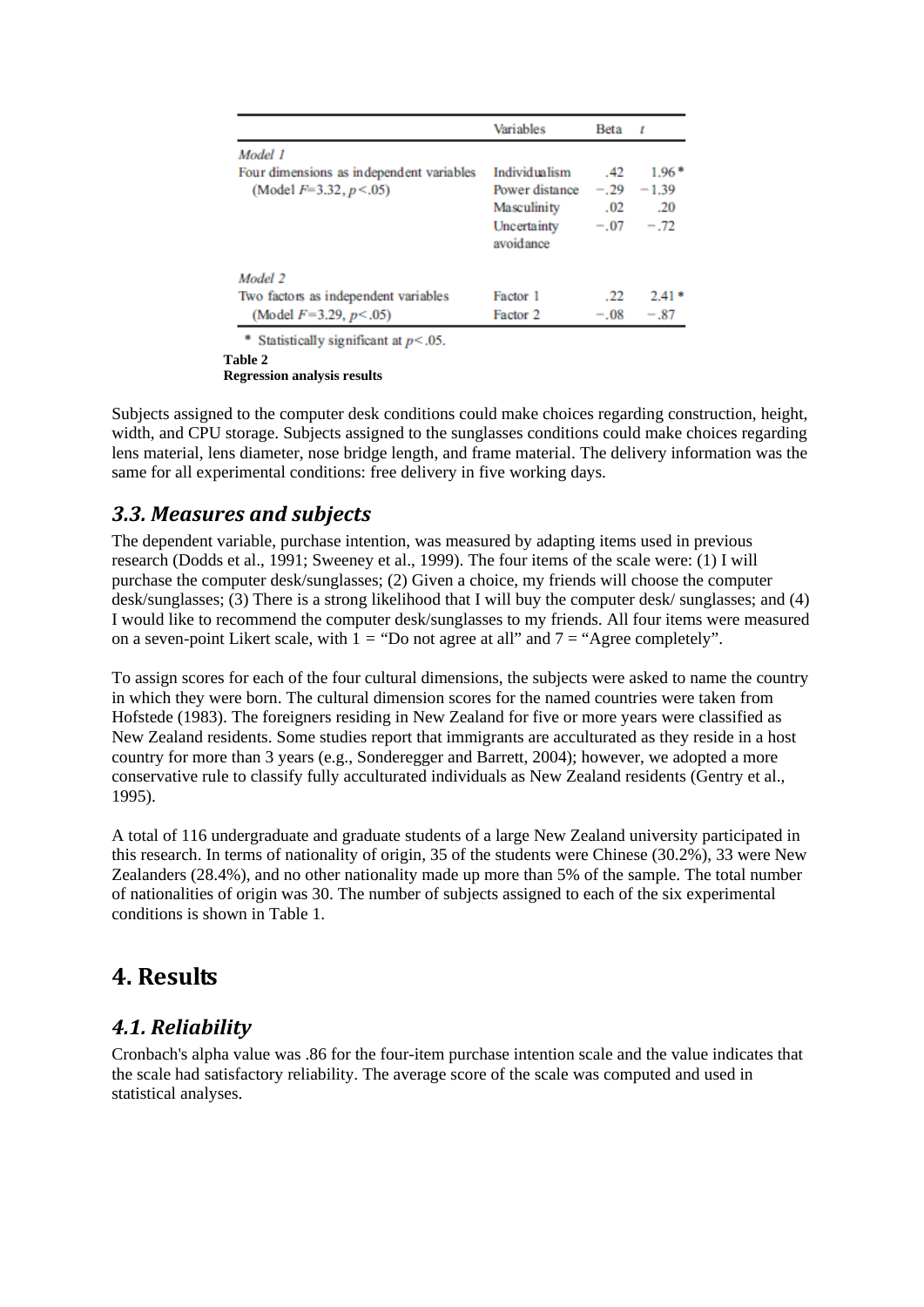| | Variables | Beta | $t$ |
|---|---|---|---|
| *Model 1* | | | |
| Four dimensions as independent variables (Model $F$=3.32, $p$<.05) | Individualism | .42 | 1.96* |
| | Power distance | −.29 | −1.39 |
| | Masculinity | .02 | .20 |
| | Uncertainty avoidance | −.07 | −.72 |
| *Model 2* | | | |
| Two factors as independent variables (Model $F$=3.29, $p$<.05) | Factor 1 | .22 | 2.41* |
| | Factor 2 | −.08 | −.87 |

\* Statistically significant at $p$<.05.

**Table 2**
**Regression analysis results**

Subjects assigned to the computer desk conditions could make choices regarding construction, height, width, and CPU storage. Subjects assigned to the sunglasses conditions could make choices regarding lens material, lens diameter, nose bridge length, and frame material. The delivery information was the same for all experimental conditions: free delivery in five working days.

### 3.3. Measures and subjects

The dependent variable, purchase intention, was measured by adapting items used in previous research (Dodds et al., 1991; Sweeney et al., 1999). The four items of the scale were: (1) I will purchase the computer desk/sunglasses; (2) Given a choice, my friends will choose the computer desk/sunglasses; (3) There is a strong likelihood that I will buy the computer desk/ sunglasses; and (4) I would like to recommend the computer desk/sunglasses to my friends. All four items were measured on a seven-point Likert scale, with 1 = "Do not agree at all" and 7 = "Agree completely".

To assign scores for each of the four cultural dimensions, the subjects were asked to name the country in which they were born. The cultural dimension scores for the named countries were taken from Hofstede (1983). The foreigners residing in New Zealand for five or more years were classified as New Zealand residents. Some studies report that immigrants are acculturated as they reside in a host country for more than 3 years (e.g., Sonderegger and Barrett, 2004); however, we adopted a more conservative rule to classify fully acculturated individuals as New Zealand residents (Gentry et al., 1995).

A total of 116 undergraduate and graduate students of a large New Zealand university participated in this research. In terms of nationality of origin, 35 of the students were Chinese (30.2%), 33 were New Zealanders (28.4%), and no other nationality made up more than 5% of the sample. The total number of nationalities of origin was 30. The number of subjects assigned to each of the six experimental conditions is shown in Table 1.

## 4. Results

### 4.1. Reliability

Cronbach's alpha value was .86 for the four-item purchase intention scale and the value indicates that the scale had satisfactory reliability. The average score of the scale was computed and used in statistical analyses.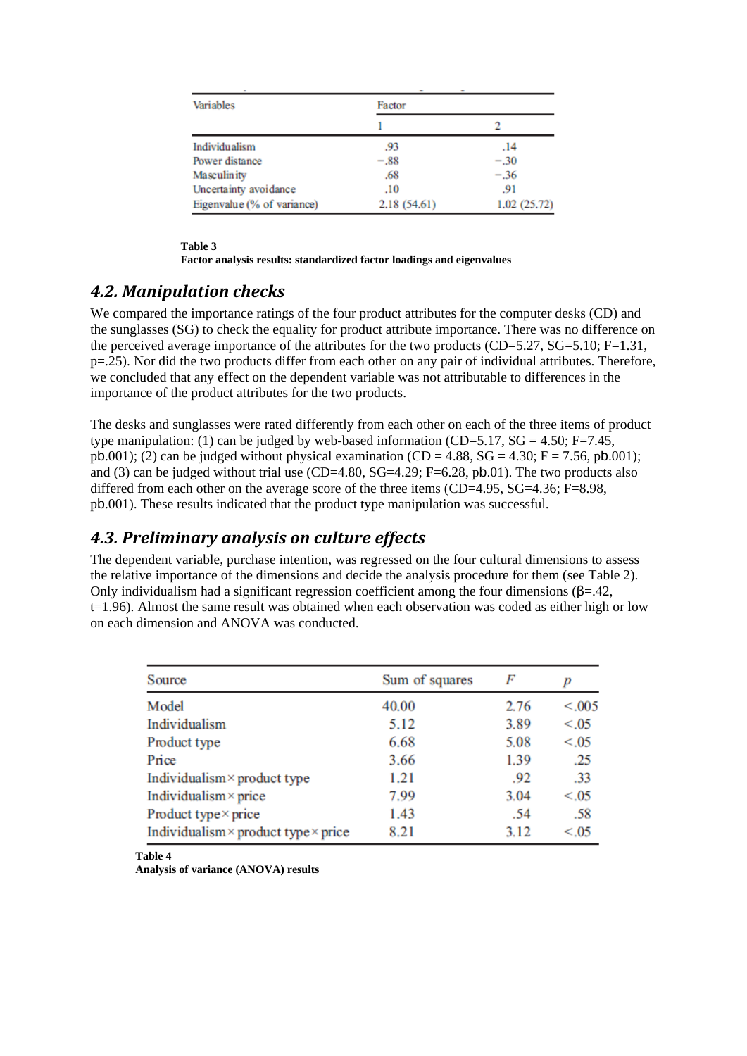| Variables | Factor | |
|---|---|---|
| | 1 | 2 |
| Individualism | .93 | .14 |
| Power distance | −.88 | −.30 |
| Masculinity | .68 | −.36 |
| Uncertainty avoidance | .10 | .91 |
| Eigenvalue (% of variance) | 2.18 (54.61) | 1.02 (25.72) |

**Table 3**
**Factor analysis results: standardized factor loadings and eigenvalues**

## 4.2. Manipulation checks

We compared the importance ratings of the four product attributes for the computer desks (CD) and the sunglasses (SG) to check the equality for product attribute importance. There was no difference on the perceived average importance of the attributes for the two products (CD=5.27, SG=5.10; F=1.31, p=.25). Nor did the two products differ from each other on any pair of individual attributes. Therefore, we concluded that any effect on the dependent variable was not attributable to differences in the importance of the product attributes for the two products.

The desks and sunglasses were rated differently from each other on each of the three items of product type manipulation: (1) can be judged by web-based information (CD=5.17, SG = 4.50; F=7.45, pb.001); (2) can be judged without physical examination (CD = 4.88, SG = 4.30; F = 7.56, pb.001); and (3) can be judged without trial use (CD=4.80, SG=4.29; F=6.28, pb.01). The two products also differed from each other on the average score of the three items (CD=4.95, SG=4.36; F=8.98, pb.001). These results indicated that the product type manipulation was successful.

## 4.3. Preliminary analysis on culture effects

The dependent variable, purchase intention, was regressed on the four cultural dimensions to assess the relative importance of the dimensions and decide the analysis procedure for them (see Table 2). Only individualism had a significant regression coefficient among the four dimensions (β=.42, t=1.96). Almost the same result was obtained when each observation was coded as either high or low on each dimension and ANOVA was conducted.

| Source | Sum of squares | $F$ | $p$ |
|---|---|---|---|
| Model | 40.00 | 2.76 | <.005 |
| Individualism | 5.12 | 3.89 | <.05 |
| Product type | 6.68 | 5.08 | <.05 |
| Price | 3.66 | 1.39 | .25 |
| Individualism × product type | 1.21 | .92 | .33 |
| Individualism × price | 7.99 | 3.04 | <.05 |
| Product type × price | 1.43 | .54 | .58 |
| Individualism × product type × price | 8.21 | 3.12 | <.05 |

**Table 4**
**Analysis of variance (ANOVA) results**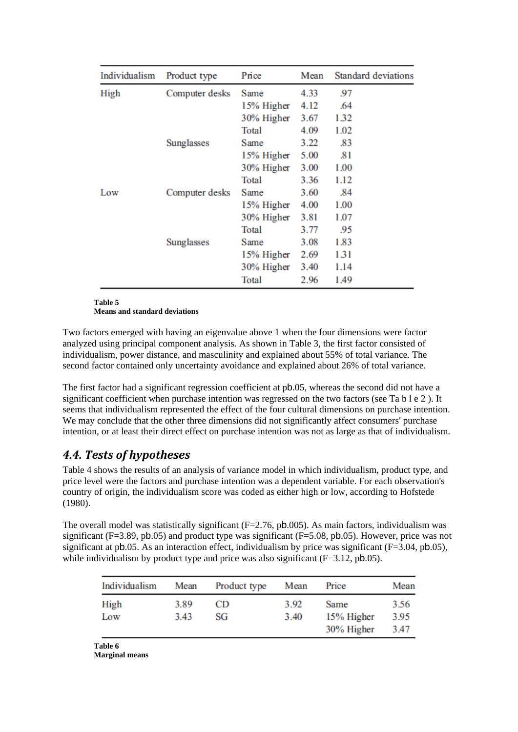| Individualism | Product type | Price | Mean | Standard deviations |
|---|---|---|---|---|
| High | Computer desks | Same | 4.33 | .97 |
| | | 15% Higher | 4.12 | .64 |
| | | 30% Higher | 3.67 | 1.32 |
| | | Total | 4.09 | 1.02 |
| | Sunglasses | Same | 3.22 | .83 |
| | | 15% Higher | 5.00 | .81 |
| | | 30% Higher | 3.00 | 1.00 |
| | | Total | 3.36 | 1.12 |
| Low | Computer desks | Same | 3.60 | .84 |
| | | 15% Higher | 4.00 | 1.00 |
| | | 30% Higher | 3.81 | 1.07 |
| | | Total | 3.77 | .95 |
| | Sunglasses | Same | 3.08 | 1.83 |
| | | 15% Higher | 2.69 | 1.31 |
| | | 30% Higher | 3.40 | 1.14 |
| | | Total | 2.96 | 1.49 |

**Table 5**
**Means and standard deviations**

Two factors emerged with having an eigenvalue above 1 when the four dimensions were factor analyzed using principal component analysis. As shown in Table 3, the first factor consisted of individualism, power distance, and masculinity and explained about 55% of total variance. The second factor contained only uncertainty avoidance and explained about 26% of total variance.

The first factor had a significant regression coefficient at pb.05, whereas the second did not have a significant coefficient when purchase intention was regressed on the two factors (see Ta b l e 2 ). It seems that individualism represented the effect of the four cultural dimensions on purchase intention. We may conclude that the other three dimensions did not significantly affect consumers' purchase intention, or at least their direct effect on purchase intention was not as large as that of individualism.

## *4.4. Tests of hypotheses*

Table 4 shows the results of an analysis of variance model in which individualism, product type, and price level were the factors and purchase intention was a dependent variable. For each observation's country of origin, the individualism score was coded as either high or low, according to Hofstede (1980).

The overall model was statistically significant (F=2.76, pb.005). As main factors, individualism was significant (F=3.89, pb.05) and product type was significant (F=5.08, pb.05). However, price was not significant at pb.05. As an interaction effect, individualism by price was significant (F=3.04, pb.05), while individualism by product type and price was also significant (F=3.12, pb.05).

| Individualism | Mean | Product type | Mean | Price | Mean |
|---|---|---|---|---|---|
| High | 3.89 | CD | 3.92 | Same | 3.56 |
| Low | 3.43 | SG | 3.40 | 15% Higher | 3.95 |
| | | | | 30% Higher | 3.47 |

**Table 6**
**Marginal means**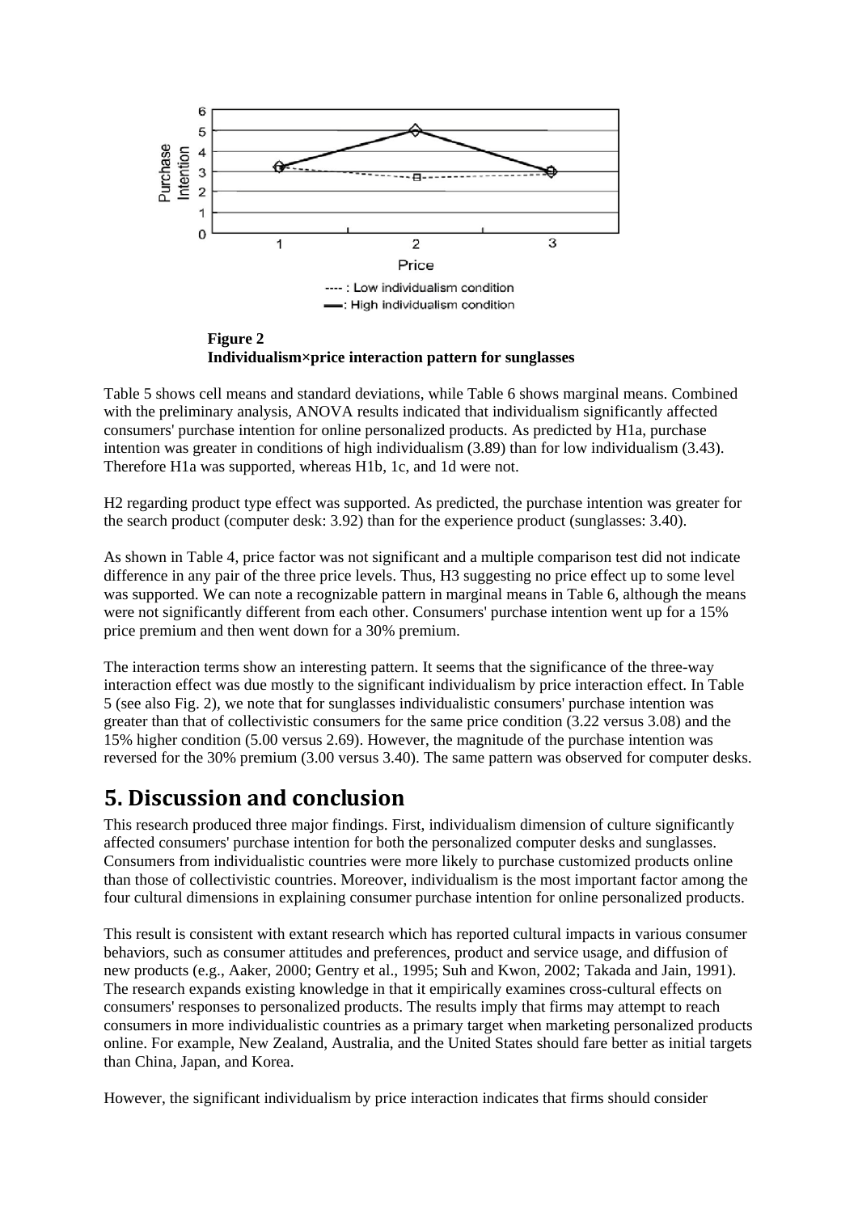**Figure 2**
**Individualism×price interaction pattern for sunglasses**

Table 5 shows cell means and standard deviations, while Table 6 shows marginal means. Combined with the preliminary analysis, ANOVA results indicated that individualism significantly affected consumers' purchase intention for online personalized products. As predicted by H1a, purchase intention was greater in conditions of high individualism (3.89) than for low individualism (3.43). Therefore H1a was supported, whereas H1b, 1c, and 1d were not.

H2 regarding product type effect was supported. As predicted, the purchase intention was greater for the search product (computer desk: 3.92) than for the experience product (sunglasses: 3.40).

As shown in Table 4, price factor was not significant and a multiple comparison test did not indicate difference in any pair of the three price levels. Thus, H3 suggesting no price effect up to some level was supported. We can note a recognizable pattern in marginal means in Table 6, although the means were not significantly different from each other. Consumers' purchase intention went up for a 15% price premium and then went down for a 30% premium.

The interaction terms show an interesting pattern. It seems that the significance of the three-way interaction effect was due mostly to the significant individualism by price interaction effect. In Table 5 (see also Fig. 2), we note that for sunglasses individualistic consumers' purchase intention was greater than that of collectivistic consumers for the same price condition (3.22 versus 3.08) and the 15% higher condition (5.00 versus 2.69). However, the magnitude of the purchase intention was reversed for the 30% premium (3.00 versus 3.40). The same pattern was observed for computer desks.

## 5. Discussion and conclusion

This research produced three major findings. First, individualism dimension of culture significantly affected consumers' purchase intention for both the personalized computer desks and sunglasses. Consumers from individualistic countries were more likely to purchase customized products online than those of collectivistic countries. Moreover, individualism is the most important factor among the four cultural dimensions in explaining consumer purchase intention for online personalized products.

This result is consistent with extant research which has reported cultural impacts in various consumer behaviors, such as consumer attitudes and preferences, product and service usage, and diffusion of new products (e.g., Aaker, 2000; Gentry et al., 1995; Suh and Kwon, 2002; Takada and Jain, 1991). The research expands existing knowledge in that it empirically examines cross-cultural effects on consumers' responses to personalized products. The results imply that firms may attempt to reach consumers in more individualistic countries as a primary target when marketing personalized products online. For example, New Zealand, Australia, and the United States should fare better as initial targets than China, Japan, and Korea.

However, the significant individualism by price interaction indicates that firms should consider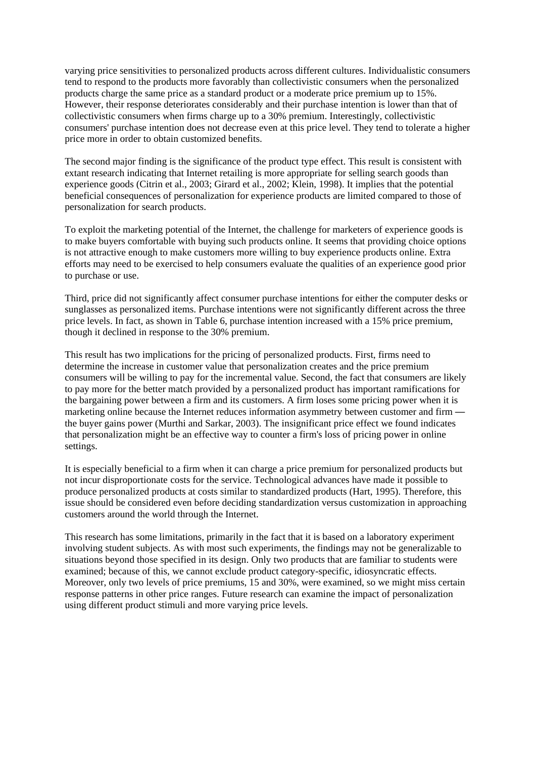varying price sensitivities to personalized products across different cultures. Individualistic consumers tend to respond to the products more favorably than collectivistic consumers when the personalized products charge the same price as a standard product or a moderate price premium up to 15%. However, their response deteriorates considerably and their purchase intention is lower than that of collectivistic consumers when firms charge up to a 30% premium. Interestingly, collectivistic consumers' purchase intention does not decrease even at this price level. They tend to tolerate a higher price more in order to obtain customized benefits.

The second major finding is the significance of the product type effect. This result is consistent with extant research indicating that Internet retailing is more appropriate for selling search goods than experience goods (Citrin et al., 2003; Girard et al., 2002; Klein, 1998). It implies that the potential beneficial consequences of personalization for experience products are limited compared to those of personalization for search products.

To exploit the marketing potential of the Internet, the challenge for marketers of experience goods is to make buyers comfortable with buying such products online. It seems that providing choice options is not attractive enough to make customers more willing to buy experience products online. Extra efforts may need to be exercised to help consumers evaluate the qualities of an experience good prior to purchase or use.

Third, price did not significantly affect consumer purchase intentions for either the computer desks or sunglasses as personalized items. Purchase intentions were not significantly different across the three price levels. In fact, as shown in Table 6, purchase intention increased with a 15% price premium, though it declined in response to the 30% premium.

This result has two implications for the pricing of personalized products. First, firms need to determine the increase in customer value that personalization creates and the price premium consumers will be willing to pay for the incremental value. Second, the fact that consumers are likely to pay more for the better match provided by a personalized product has important ramifications for the bargaining power between a firm and its customers. A firm loses some pricing power when it is marketing online because the Internet reduces information asymmetry between customer and firm — the buyer gains power (Murthi and Sarkar, 2003). The insignificant price effect we found indicates that personalization might be an effective way to counter a firm's loss of pricing power in online settings.

It is especially beneficial to a firm when it can charge a price premium for personalized products but not incur disproportionate costs for the service. Technological advances have made it possible to produce personalized products at costs similar to standardized products (Hart, 1995). Therefore, this issue should be considered even before deciding standardization versus customization in approaching customers around the world through the Internet.

This research has some limitations, primarily in the fact that it is based on a laboratory experiment involving student subjects. As with most such experiments, the findings may not be generalizable to situations beyond those specified in its design. Only two products that are familiar to students were examined; because of this, we cannot exclude product category-specific, idiosyncratic effects. Moreover, only two levels of price premiums, 15 and 30%, were examined, so we might miss certain response patterns in other price ranges. Future research can examine the impact of personalization using different product stimuli and more varying price levels.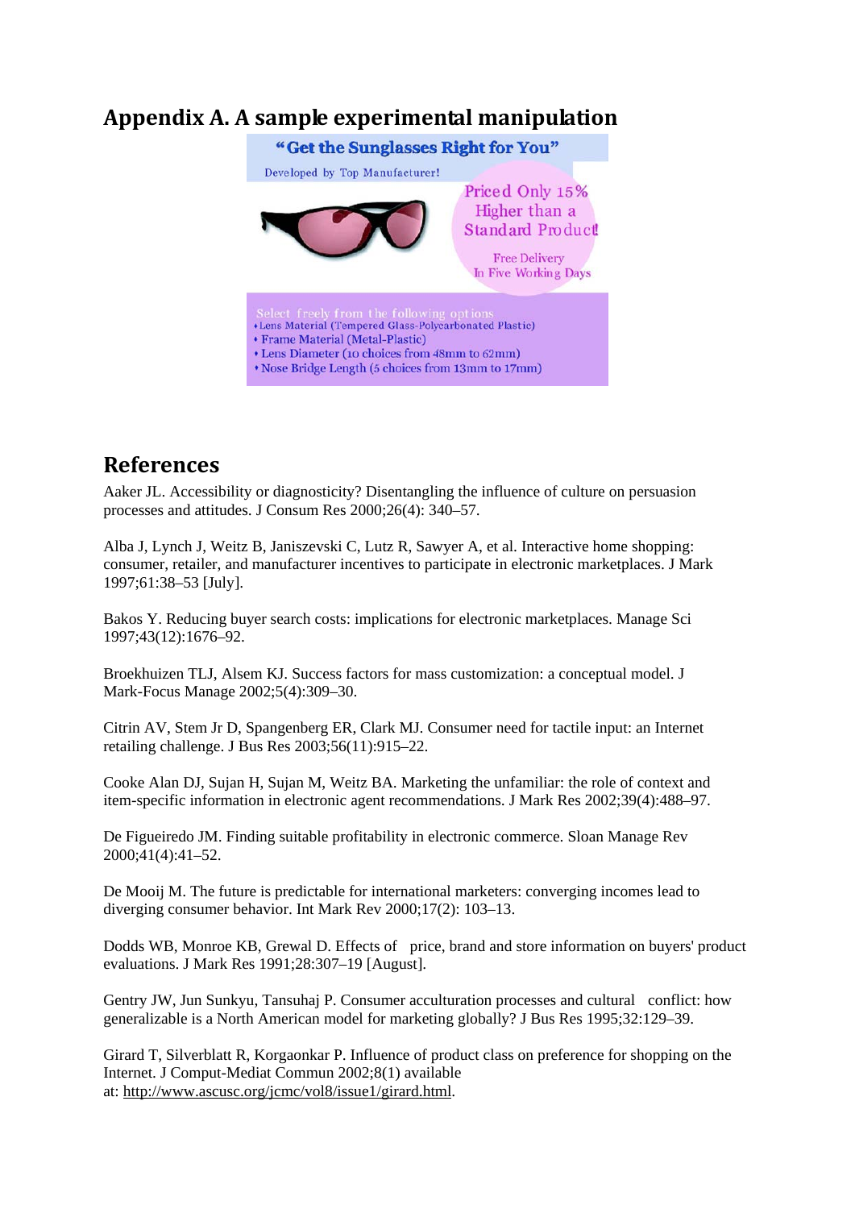## Appendix A. A sample experimental manipulation

"Get the Sunglasses Right for You"

Developed by Top Manufacturer!

Priced Only 15% Higher than a Standard Product!

Free Delivery In Five Working Days

Select freely from the following options

- Lens Material (Tempered Glass-Polycarbonated Plastic)
- Frame Material (Metal-Plastic)
- Lens Diameter (10 choices from 48mm to 62mm)
- Nose Bridge Length (5 choices from 13mm to 17mm)

## References

Aaker JL. Accessibility or diagnosticity? Disentangling the influence of culture on persuasion processes and attitudes. J Consum Res 2000;26(4): 340–57.

Alba J, Lynch J, Weitz B, Janiszevski C, Lutz R, Sawyer A, et al. Interactive home shopping: consumer, retailer, and manufacturer incentives to participate in electronic marketplaces. J Mark 1997;61:38–53 [July].

Bakos Y. Reducing buyer search costs: implications for electronic marketplaces. Manage Sci 1997;43(12):1676–92.

Broekhuizen TLJ, Alsem KJ. Success factors for mass customization: a conceptual model. J Mark-Focus Manage 2002;5(4):309–30.

Citrin AV, Stem Jr D, Spangenberg ER, Clark MJ. Consumer need for tactile input: an Internet retailing challenge. J Bus Res 2003;56(11):915–22.

Cooke Alan DJ, Sujan H, Sujan M, Weitz BA. Marketing the unfamiliar: the role of context and item-specific information in electronic agent recommendations. J Mark Res 2002;39(4):488–97.

De Figueiredo JM. Finding suitable profitability in electronic commerce. Sloan Manage Rev 2000;41(4):41–52.

De Mooij M. The future is predictable for international marketers: converging incomes lead to diverging consumer behavior. Int Mark Rev 2000;17(2): 103–13.

Dodds WB, Monroe KB, Grewal D. Effects of price, brand and store information on buyers' product evaluations. J Mark Res 1991;28:307–19 [August].

Gentry JW, Jun Sunkyu, Tansuhaj P. Consumer acculturation processes and cultural conflict: how generalizable is a North American model for marketing globally? J Bus Res 1995;32:129–39.

Girard T, Silverblatt R, Korgaonkar P. Influence of product class on preference for shopping on the Internet. J Comput-Mediat Commun 2002;8(1) available at: http://www.ascusc.org/jcmc/vol8/issue1/girard.html.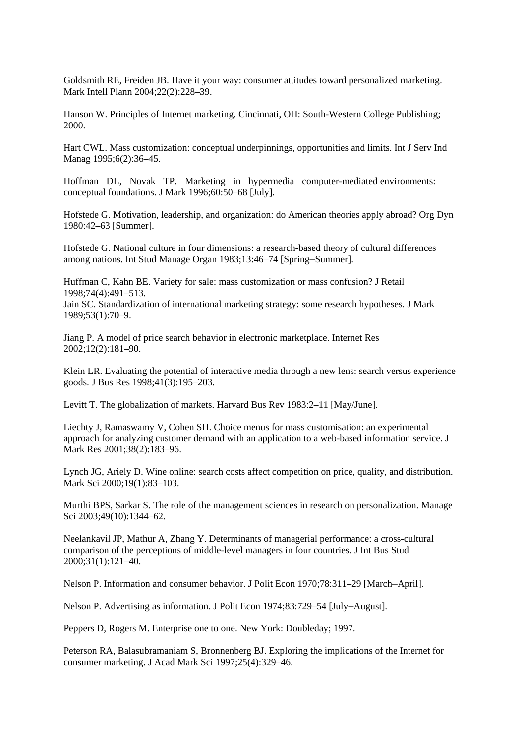Goldsmith RE, Freiden JB. Have it your way: consumer attitudes toward personalized marketing. Mark Intell Plann 2004;22(2):228–39.

Hanson W. Principles of Internet marketing. Cincinnati, OH: South-Western College Publishing; 2000.

Hart CWL. Mass customization: conceptual underpinnings, opportunities and limits. Int J Serv Ind Manag 1995;6(2):36–45.

Hoffman DL, Novak TP. Marketing in hypermedia computer-mediated environments: conceptual foundations. J Mark 1996;60:50–68 [July].

Hofstede G. Motivation, leadership, and organization: do American theories apply abroad? Org Dyn 1980:42–63 [Summer].

Hofstede G. National culture in four dimensions: a research-based theory of cultural differences among nations. Int Stud Manage Organ 1983;13:46–74 [Spring–Summer].

Huffman C, Kahn BE. Variety for sale: mass customization or mass confusion? J Retail 1998;74(4):491–513.

Jain SC. Standardization of international marketing strategy: some research hypotheses. J Mark 1989;53(1):70–9.

Jiang P. A model of price search behavior in electronic marketplace. Internet Res 2002;12(2):181–90.

Klein LR. Evaluating the potential of interactive media through a new lens: search versus experience goods. J Bus Res 1998;41(3):195–203.

Levitt T. The globalization of markets. Harvard Bus Rev 1983:2–11 [May/June].

Liechty J, Ramaswamy V, Cohen SH. Choice menus for mass customisation: an experimental approach for analyzing customer demand with an application to a web-based information service. J Mark Res 2001;38(2):183–96.

Lynch JG, Ariely D. Wine online: search costs affect competition on price, quality, and distribution. Mark Sci 2000;19(1):83–103.

Murthi BPS, Sarkar S. The role of the management sciences in research on personalization. Manage Sci 2003;49(10):1344–62.

Neelankavil JP, Mathur A, Zhang Y. Determinants of managerial performance: a cross-cultural comparison of the perceptions of middle-level managers in four countries. J Int Bus Stud 2000;31(1):121–40.

Nelson P. Information and consumer behavior. J Polit Econ 1970;78:311–29 [March–April].

Nelson P. Advertising as information. J Polit Econ 1974;83:729–54 [July–August].

Peppers D, Rogers M. Enterprise one to one. New York: Doubleday; 1997.

Peterson RA, Balasubramaniam S, Bronnenberg BJ. Exploring the implications of the Internet for consumer marketing. J Acad Mark Sci 1997;25(4):329–46.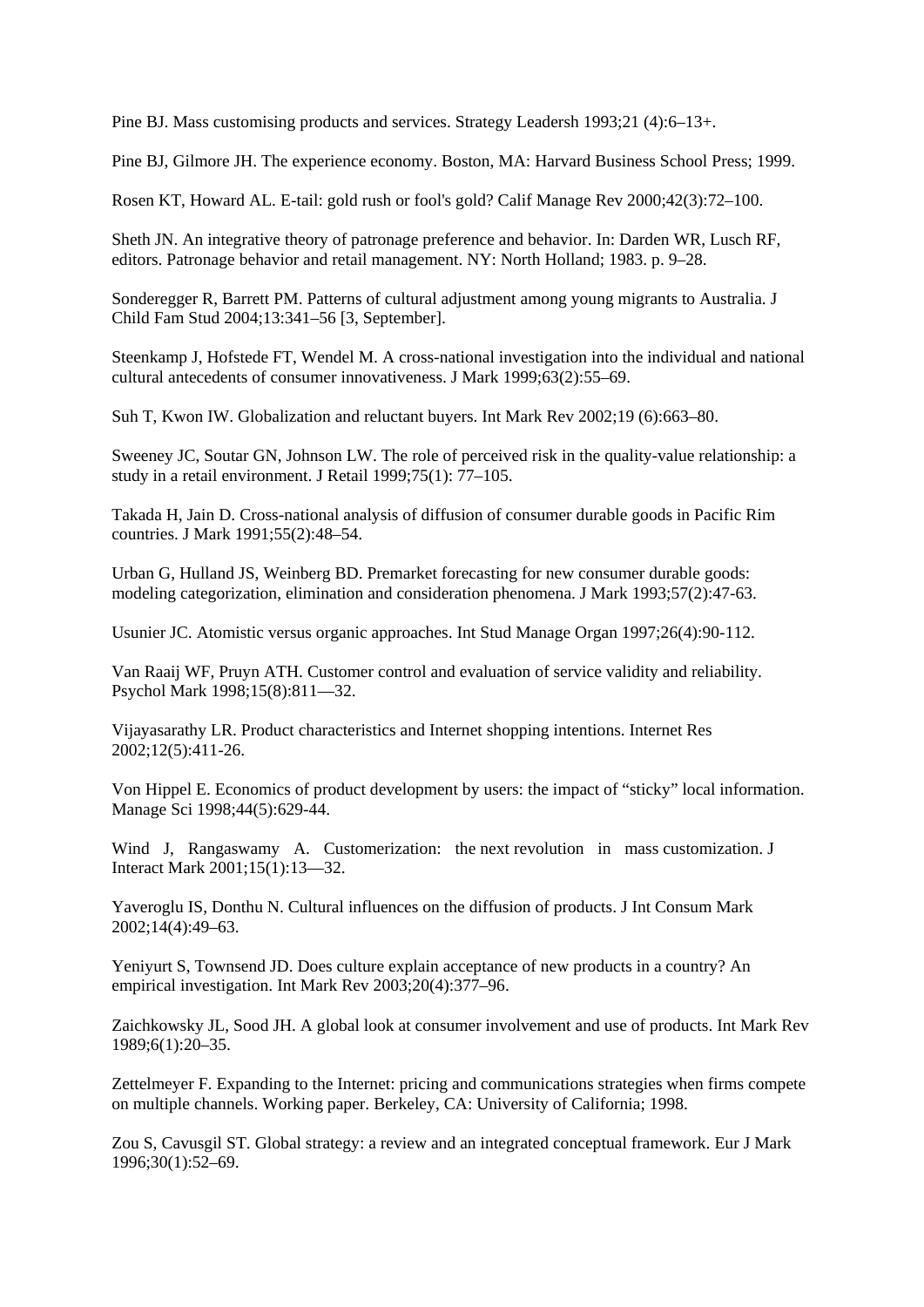Pine BJ. Mass customising products and services. Strategy Leadersh 1993;21 (4):6–13+.

Pine BJ, Gilmore JH. The experience economy. Boston, MA: Harvard Business School Press; 1999.

Rosen KT, Howard AL. E-tail: gold rush or fool's gold? Calif Manage Rev 2000;42(3):72–100.

Sheth JN. An integrative theory of patronage preference and behavior. In: Darden WR, Lusch RF, editors. Patronage behavior and retail management. NY: North Holland; 1983. p. 9–28.

Sonderegger R, Barrett PM. Patterns of cultural adjustment among young migrants to Australia. J Child Fam Stud 2004;13:341–56 [3, September].

Steenkamp J, Hofstede FT, Wendel M. A cross-national investigation into the individual and national cultural antecedents of consumer innovativeness. J Mark 1999;63(2):55–69.

Suh T, Kwon IW. Globalization and reluctant buyers. Int Mark Rev 2002;19 (6):663–80.

Sweeney JC, Soutar GN, Johnson LW. The role of perceived risk in the quality-value relationship: a study in a retail environment. J Retail 1999;75(1): 77–105.

Takada H, Jain D. Cross-national analysis of diffusion of consumer durable goods in Pacific Rim countries. J Mark 1991;55(2):48–54.

Urban G, Hulland JS, Weinberg BD. Premarket forecasting for new consumer durable goods: modeling categorization, elimination and consideration phenomena. J Mark 1993;57(2):47-63.

Usunier JC. Atomistic versus organic approaches. Int Stud Manage Organ 1997;26(4):90-112.

Van Raaij WF, Pruyn ATH. Customer control and evaluation of service validity and reliability. Psychol Mark 1998;15(8):811—32.

Vijayasarathy LR. Product characteristics and Internet shopping intentions. Internet Res 2002;12(5):411-26.

Von Hippel E. Economics of product development by users: the impact of "sticky" local information. Manage Sci 1998;44(5):629-44.

Wind J, Rangaswamy A. Customerization: the next revolution in mass customization. J Interact Mark 2001;15(1):13—32.

Yaveroglu IS, Donthu N. Cultural influences on the diffusion of products. J Int Consum Mark 2002;14(4):49–63.

Yeniyurt S, Townsend JD. Does culture explain acceptance of new products in a country? An empirical investigation. Int Mark Rev 2003;20(4):377–96.

Zaichkowsky JL, Sood JH. A global look at consumer involvement and use of products. Int Mark Rev 1989;6(1):20–35.

Zettelmeyer F. Expanding to the Internet: pricing and communications strategies when firms compete on multiple channels. Working paper. Berkeley, CA: University of California; 1998.

Zou S, Cavusgil ST. Global strategy: a review and an integrated conceptual framework. Eur J Mark 1996;30(1):52–69.